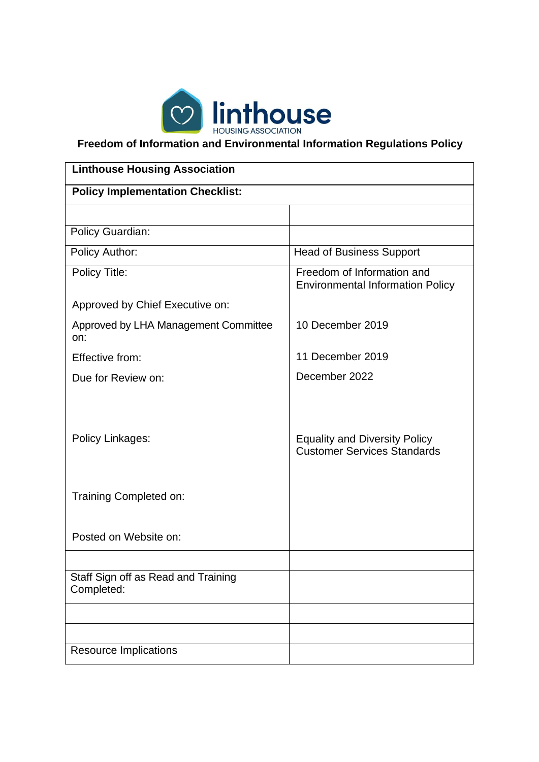linthouse
HOUSING ASSOCIATION

# Freedom of Information and Environmental Information Regulations Policy

| **Linthouse Housing Association** | |
|---|---|
| **Policy Implementation Checklist:** | |
| | |
| Policy Guardian: | |
| Policy Author: | Head of Business Support |
| Policy Title: | Freedom of Information and Environmental Information Policy |
| Approved by Chief Executive on: | |
| Approved by LHA Management Committee on: | 10 December 2019 |
| Effective from: | 11 December 2019 |
| Due for Review on: | December 2022 |
| Policy Linkages: | Equality and Diversity Policy<br>Customer Services Standards |
| Training Completed on: | |
| Posted on Website on: | |
| | |
| Staff Sign off as Read and Training Completed: | |
| | |
| | |
| Resource Implications | |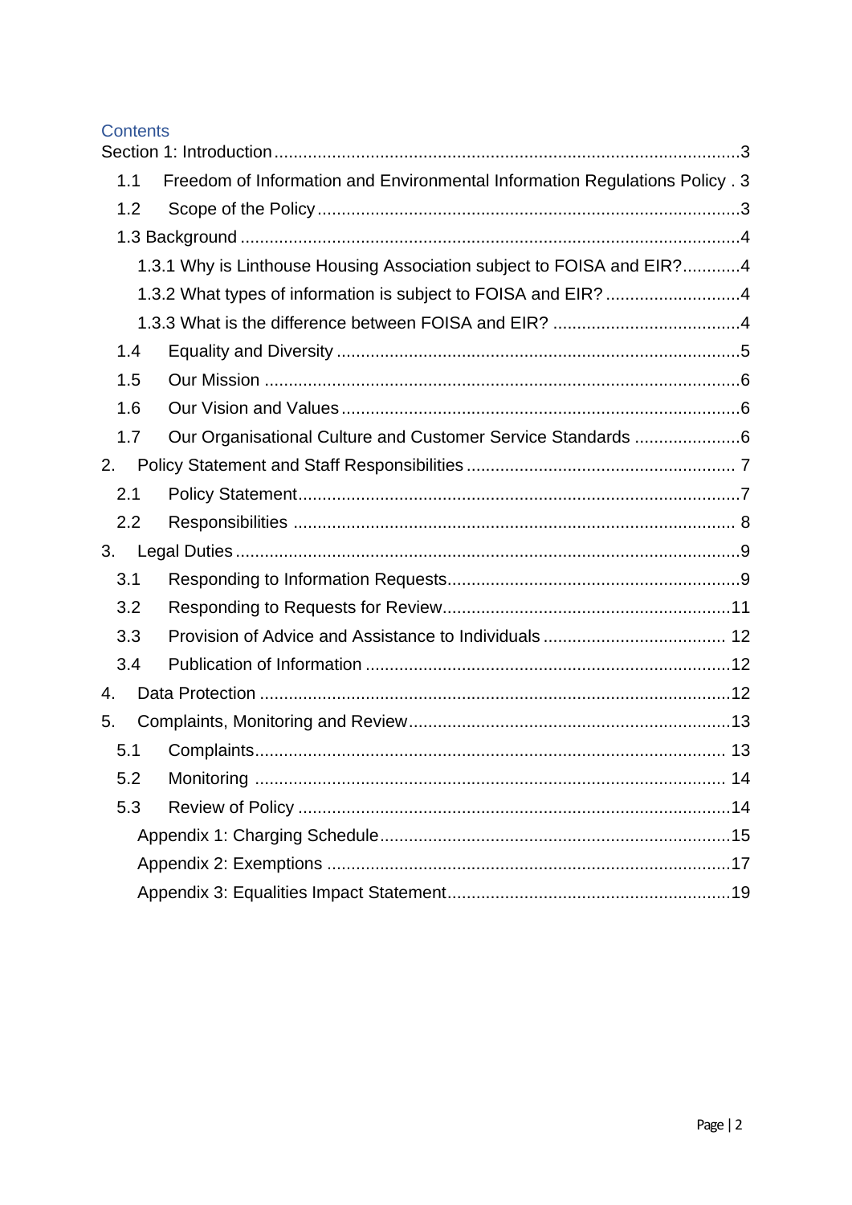## Contents

Section 1: Introduction ........ 3

- 1.1 Freedom of Information and Environmental Information Regulations Policy . 3
- 1.2 Scope of the Policy ........ 3
- 1.3 Background ........ 4
  - 1.3.1 Why is Linthouse Housing Association subject to FOISA and EIR? ........ 4
  - 1.3.2 What types of information is subject to FOISA and EIR? ........ 4
  - 1.3.3 What is the difference between FOISA and EIR? ........ 4
- 1.4 Equality and Diversity ........ 5
- 1.5 Our Mission ........ 6
- 1.6 Our Vision and Values ........ 6
- 1.7 Our Organisational Culture and Customer Service Standards ........ 6

2. Policy Statement and Staff Responsibilities ........ 7
   - 2.1 Policy Statement ........ 7
   - 2.2 Responsibilities ........ 8
3. Legal Duties ........ 9
   - 3.1 Responding to Information Requests ........ 9
   - 3.2 Responding to Requests for Review ........ 11
   - 3.3 Provision of Advice and Assistance to Individuals ........ 12
   - 3.4 Publication of Information ........ 12
4. Data Protection ........ 12
5. Complaints, Monitoring and Review ........ 13
   - 5.1 Complaints ........ 13
   - 5.2 Monitoring ........ 14
   - 5.3 Review of Policy ........ 14
   - Appendix 1: Charging Schedule ........ 15
   - Appendix 2: Exemptions ........ 17
   - Appendix 3: Equalities Impact Statement ........ 19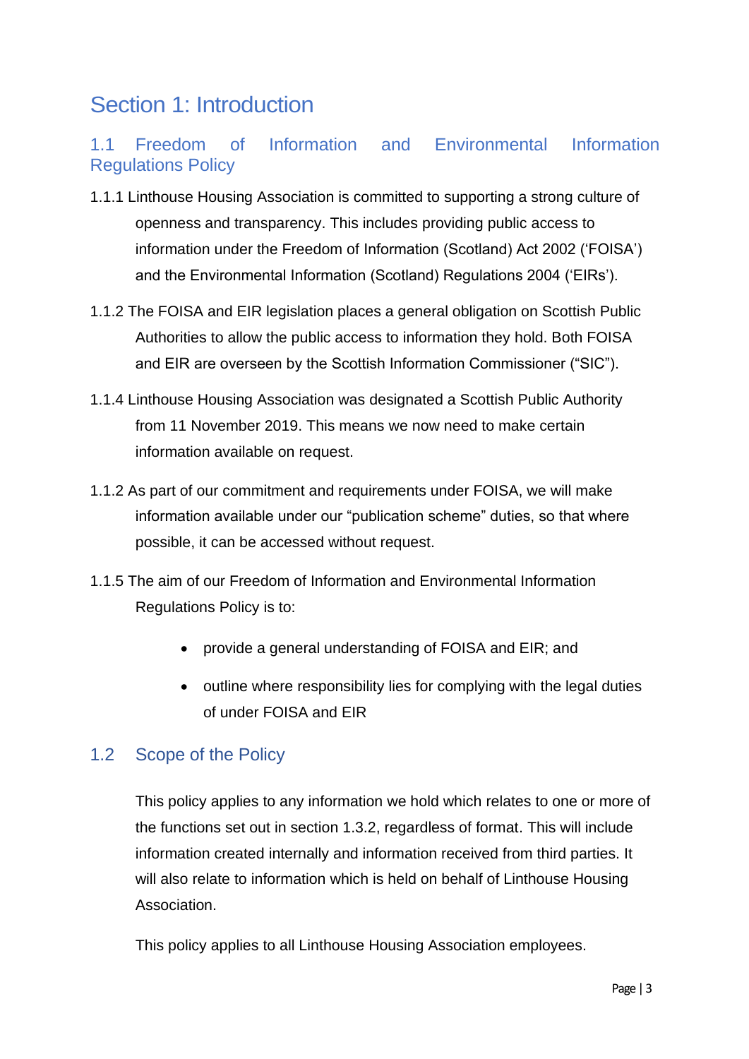# Section 1: Introduction

## 1.1 Freedom of Information and Environmental Information Regulations Policy

1.1.1 Linthouse Housing Association is committed to supporting a strong culture of openness and transparency. This includes providing public access to information under the Freedom of Information (Scotland) Act 2002 ('FOISA') and the Environmental Information (Scotland) Regulations 2004 ('EIRs').

1.1.2 The FOISA and EIR legislation places a general obligation on Scottish Public Authorities to allow the public access to information they hold. Both FOISA and EIR are overseen by the Scottish Information Commissioner ("SIC").

1.1.4 Linthouse Housing Association was designated a Scottish Public Authority from 11 November 2019. This means we now need to make certain information available on request.

1.1.2 As part of our commitment and requirements under FOISA, we will make information available under our "publication scheme" duties, so that where possible, it can be accessed without request.

1.1.5 The aim of our Freedom of Information and Environmental Information Regulations Policy is to:

- provide a general understanding of FOISA and EIR; and
- outline where responsibility lies for complying with the legal duties of under FOISA and EIR

## 1.2 Scope of the Policy

This policy applies to any information we hold which relates to one or more of the functions set out in section 1.3.2, regardless of format. This will include information created internally and information received from third parties. It will also relate to information which is held on behalf of Linthouse Housing Association.

This policy applies to all Linthouse Housing Association employees.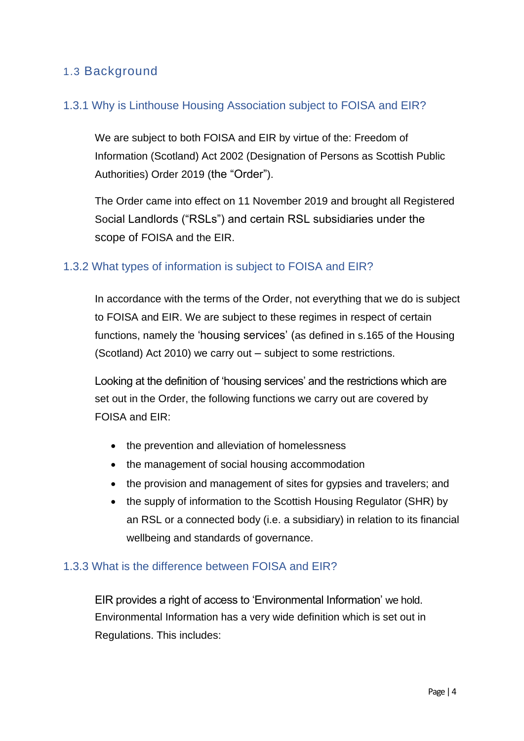## 1.3 Background

### 1.3.1 Why is Linthouse Housing Association subject to FOISA and EIR?

We are subject to both FOISA and EIR by virtue of the: Freedom of Information (Scotland) Act 2002 (Designation of Persons as Scottish Public Authorities) Order 2019 (the "Order").

The Order came into effect on 11 November 2019 and brought all Registered Social Landlords ("RSLs") and certain RSL subsidiaries under the scope of FOISA and the EIR.

### 1.3.2 What types of information is subject to FOISA and EIR?

In accordance with the terms of the Order, not everything that we do is subject to FOISA and EIR. We are subject to these regimes in respect of certain functions, namely the 'housing services' (as defined in s.165 of the Housing (Scotland) Act 2010) we carry out – subject to some restrictions.

Looking at the definition of 'housing services' and the restrictions which are set out in the Order, the following functions we carry out are covered by FOISA and EIR:

- the prevention and alleviation of homelessness
- the management of social housing accommodation
- the provision and management of sites for gypsies and travelers; and
- the supply of information to the Scottish Housing Regulator (SHR) by an RSL or a connected body (i.e. a subsidiary) in relation to its financial wellbeing and standards of governance.

### 1.3.3 What is the difference between FOISA and EIR?

EIR provides a right of access to 'Environmental Information' we hold. Environmental Information has a very wide definition which is set out in Regulations. This includes: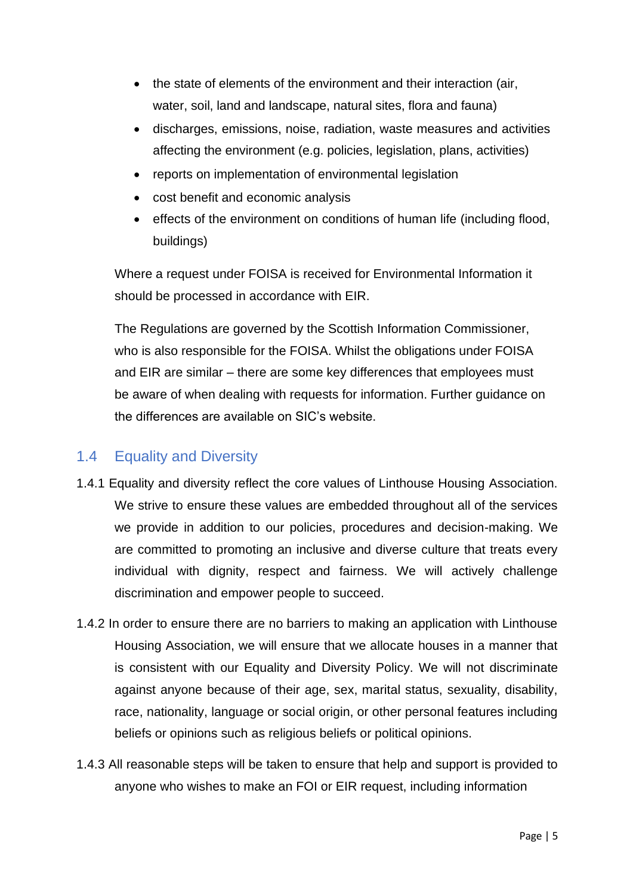- the state of elements of the environment and their interaction (air, water, soil, land and landscape, natural sites, flora and fauna)
- discharges, emissions, noise, radiation, waste measures and activities affecting the environment (e.g. policies, legislation, plans, activities)
- reports on implementation of environmental legislation
- cost benefit and economic analysis
- effects of the environment on conditions of human life (including flood, buildings)

Where a request under FOISA is received for Environmental Information it should be processed in accordance with EIR.

The Regulations are governed by the Scottish Information Commissioner, who is also responsible for the FOISA. Whilst the obligations under FOISA and EIR are similar – there are some key differences that employees must be aware of when dealing with requests for information. Further guidance on the differences are available on SIC's website.

## 1.4 Equality and Diversity

1.4.1 Equality and diversity reflect the core values of Linthouse Housing Association. We strive to ensure these values are embedded throughout all of the services we provide in addition to our policies, procedures and decision-making. We are committed to promoting an inclusive and diverse culture that treats every individual with dignity, respect and fairness. We will actively challenge discrimination and empower people to succeed.

1.4.2 In order to ensure there are no barriers to making an application with Linthouse Housing Association, we will ensure that we allocate houses in a manner that is consistent with our Equality and Diversity Policy. We will not discriminate against anyone because of their age, sex, marital status, sexuality, disability, race, nationality, language or social origin, or other personal features including beliefs or opinions such as religious beliefs or political opinions.

1.4.3 All reasonable steps will be taken to ensure that help and support is provided to anyone who wishes to make an FOI or EIR request, including information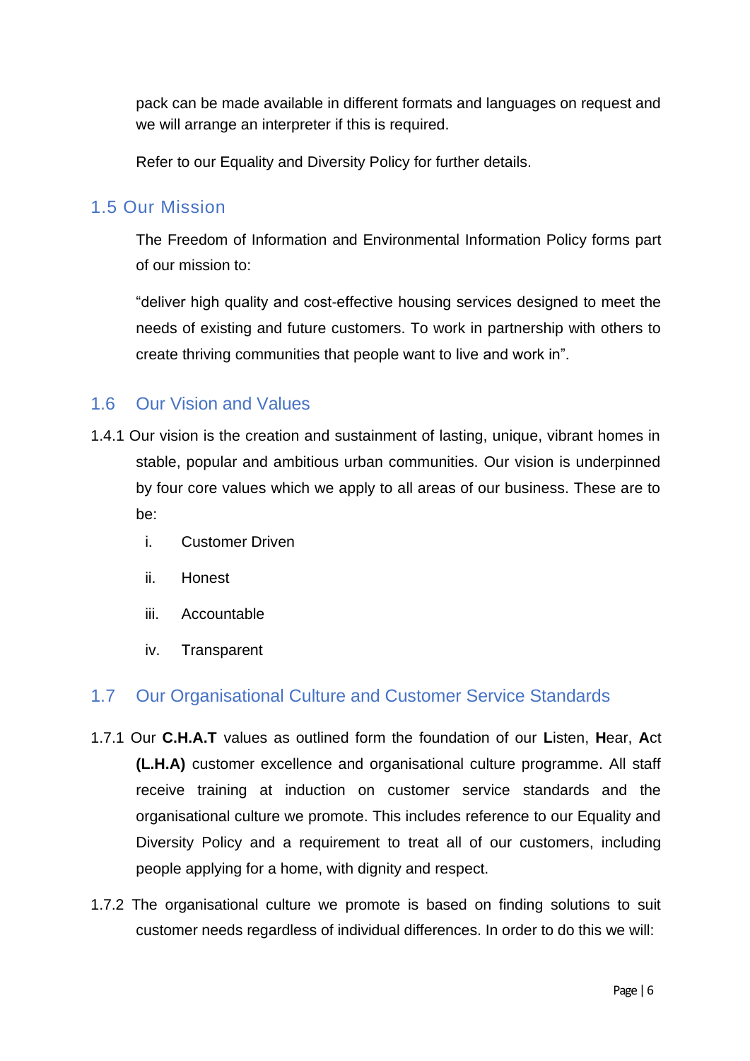pack can be made available in different formats and languages on request and we will arrange an interpreter if this is required.

Refer to our Equality and Diversity Policy for further details.

## 1.5 Our Mission

The Freedom of Information and Environmental Information Policy forms part of our mission to:

"deliver high quality and cost-effective housing services designed to meet the needs of existing and future customers. To work in partnership with others to create thriving communities that people want to live and work in".

## 1.6 Our Vision and Values

1.4.1 Our vision is the creation and sustainment of lasting, unique, vibrant homes in stable, popular and ambitious urban communities. Our vision is underpinned by four core values which we apply to all areas of our business. These are to be:

i. Customer Driven

ii. Honest

iii. Accountable

iv. Transparent

## 1.7 Our Organisational Culture and Customer Service Standards

1.7.1 Our **C.H.A.T** values as outlined form the foundation of our **L**isten, **H**ear, **A**ct **(L.H.A)** customer excellence and organisational culture programme. All staff receive training at induction on customer service standards and the organisational culture we promote. This includes reference to our Equality and Diversity Policy and a requirement to treat all of our customers, including people applying for a home, with dignity and respect.

1.7.2 The organisational culture we promote is based on finding solutions to suit customer needs regardless of individual differences. In order to do this we will: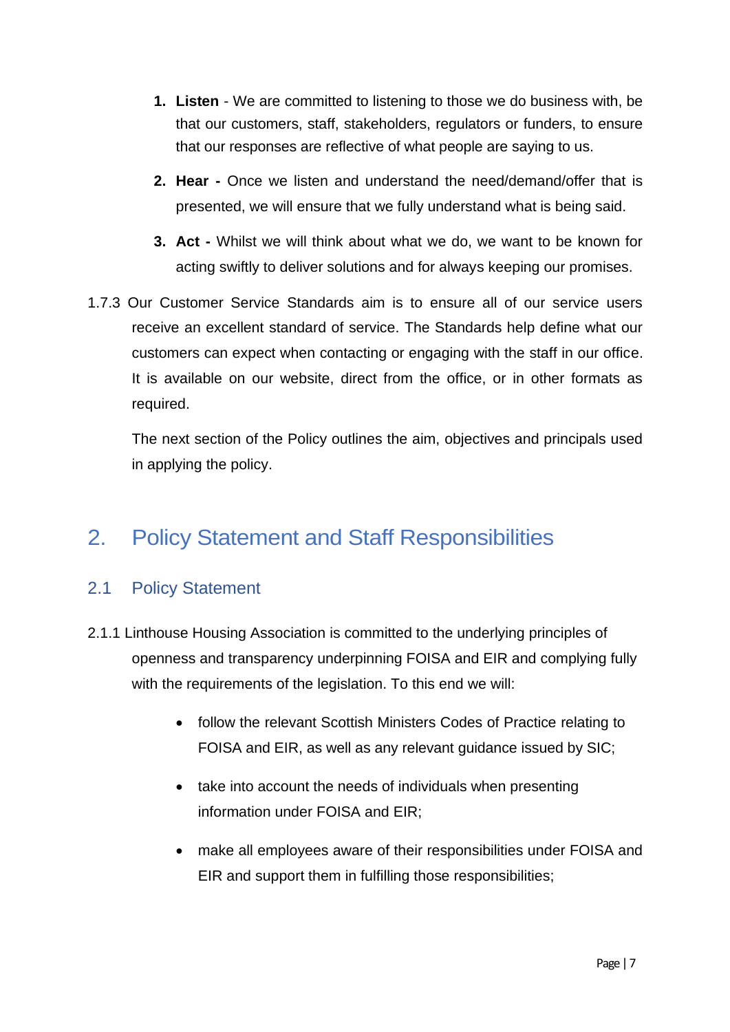1. **Listen** - We are committed to listening to those we do business with, be that our customers, staff, stakeholders, regulators or funders, to ensure that our responses are reflective of what people are saying to us.
2. **Hear -** Once we listen and understand the need/demand/offer that is presented, we will ensure that we fully understand what is being said.
3. **Act -** Whilst we will think about what we do, we want to be known for acting swiftly to deliver solutions and for always keeping our promises.

1.7.3 Our Customer Service Standards aim is to ensure all of our service users receive an excellent standard of service. The Standards help define what our customers can expect when contacting or engaging with the staff in our office. It is available on our website, direct from the office, or in other formats as required.

The next section of the Policy outlines the aim, objectives and principals used in applying the policy.

# 2. Policy Statement and Staff Responsibilities

## 2.1 Policy Statement

2.1.1 Linthouse Housing Association is committed to the underlying principles of openness and transparency underpinning FOISA and EIR and complying fully with the requirements of the legislation. To this end we will:

- follow the relevant Scottish Ministers Codes of Practice relating to FOISA and EIR, as well as any relevant guidance issued by SIC;
- take into account the needs of individuals when presenting information under FOISA and EIR;
- make all employees aware of their responsibilities under FOISA and EIR and support them in fulfilling those responsibilities;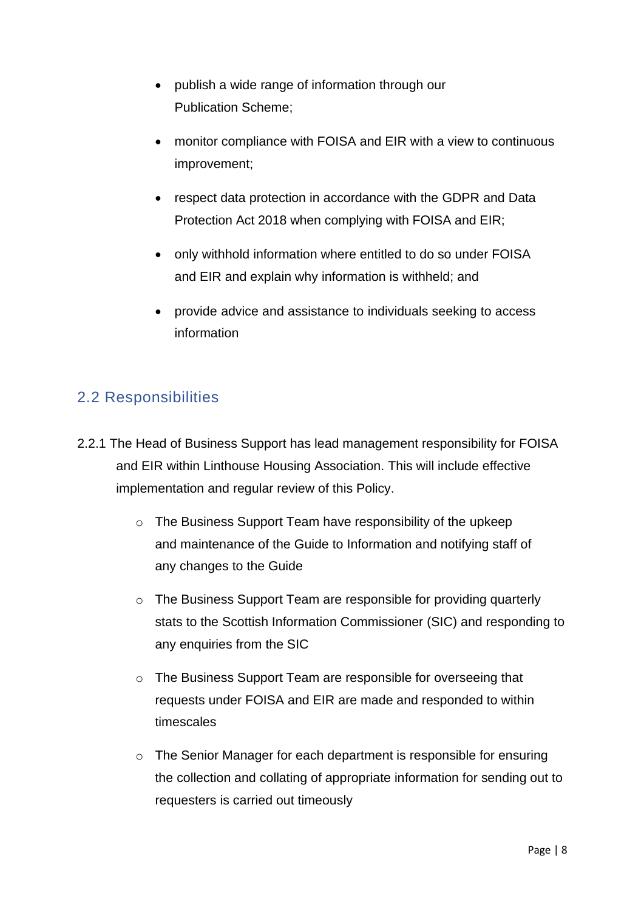- publish a wide range of information through our Publication Scheme;
- monitor compliance with FOISA and EIR with a view to continuous improvement;
- respect data protection in accordance with the GDPR and Data Protection Act 2018 when complying with FOISA and EIR;
- only withhold information where entitled to do so under FOISA and EIR and explain why information is withheld; and
- provide advice and assistance to individuals seeking to access information

## 2.2 Responsibilities

2.2.1 The Head of Business Support has lead management responsibility for FOISA and EIR within Linthouse Housing Association. This will include effective implementation and regular review of this Policy.

- The Business Support Team have responsibility of the upkeep and maintenance of the Guide to Information and notifying staff of any changes to the Guide
- The Business Support Team are responsible for providing quarterly stats to the Scottish Information Commissioner (SIC) and responding to any enquiries from the SIC
- The Business Support Team are responsible for overseeing that requests under FOISA and EIR are made and responded to within timescales
- The Senior Manager for each department is responsible for ensuring the collection and collating of appropriate information for sending out to requesters is carried out timeously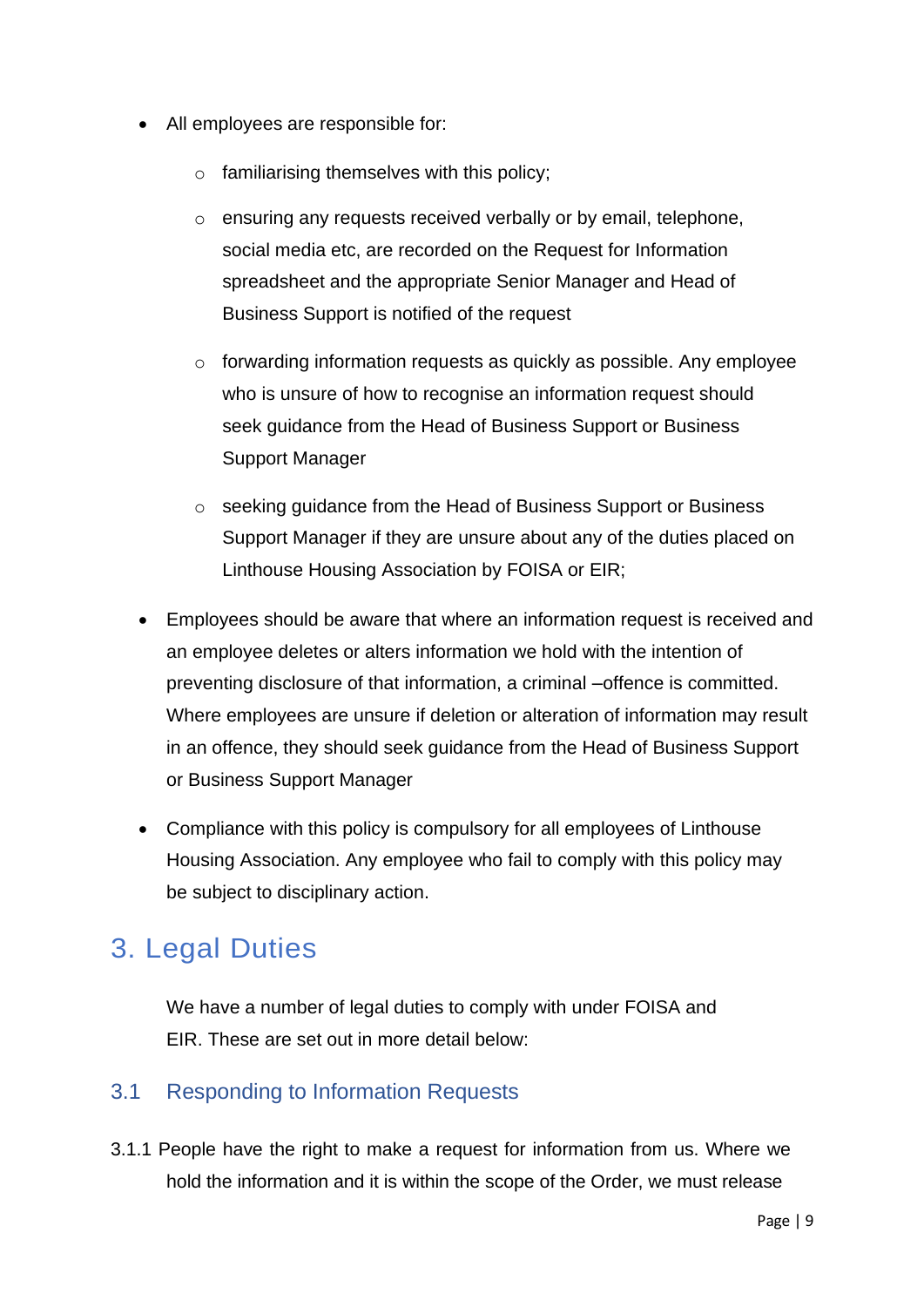- All employees are responsible for:
  - familiarising themselves with this policy;
  - ensuring any requests received verbally or by email, telephone, social media etc, are recorded on the Request for Information spreadsheet and the appropriate Senior Manager and Head of Business Support is notified of the request
  - forwarding information requests as quickly as possible. Any employee who is unsure of how to recognise an information request should seek guidance from the Head of Business Support or Business Support Manager
  - seeking guidance from the Head of Business Support or Business Support Manager if they are unsure about any of the duties placed on Linthouse Housing Association by FOISA or EIR;
- Employees should be aware that where an information request is received and an employee deletes or alters information we hold with the intention of preventing disclosure of that information, a criminal –offence is committed. Where employees are unsure if deletion or alteration of information may result in an offence, they should seek guidance from the Head of Business Support or Business Support Manager
- Compliance with this policy is compulsory for all employees of Linthouse Housing Association. Any employee who fail to comply with this policy may be subject to disciplinary action.

# 3. Legal Duties

We have a number of legal duties to comply with under FOISA and EIR. These are set out in more detail below:

## 3.1 Responding to Information Requests

3.1.1 People have the right to make a request for information from us. Where we hold the information and it is within the scope of the Order, we must release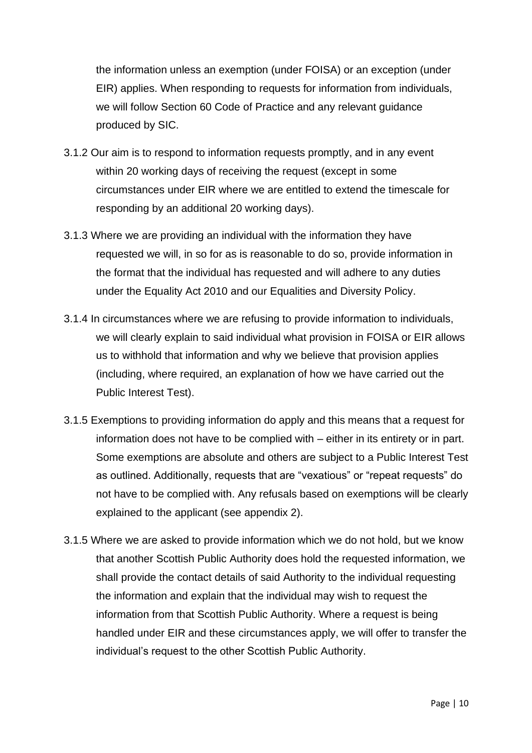the information unless an exemption (under FOISA) or an exception (under EIR) applies. When responding to requests for information from individuals, we will follow Section 60 Code of Practice and any relevant guidance produced by SIC.

3.1.2 Our aim is to respond to information requests promptly, and in any event within 20 working days of receiving the request (except in some circumstances under EIR where we are entitled to extend the timescale for responding by an additional 20 working days).

3.1.3 Where we are providing an individual with the information they have requested we will, in so for as is reasonable to do so, provide information in the format that the individual has requested and will adhere to any duties under the Equality Act 2010 and our Equalities and Diversity Policy.

3.1.4 In circumstances where we are refusing to provide information to individuals, we will clearly explain to said individual what provision in FOISA or EIR allows us to withhold that information and why we believe that provision applies (including, where required, an explanation of how we have carried out the Public Interest Test).

3.1.5 Exemptions to providing information do apply and this means that a request for information does not have to be complied with – either in its entirety or in part. Some exemptions are absolute and others are subject to a Public Interest Test as outlined. Additionally, requests that are “vexatious” or “repeat requests” do not have to be complied with. Any refusals based on exemptions will be clearly explained to the applicant (see appendix 2).

3.1.5 Where we are asked to provide information which we do not hold, but we know that another Scottish Public Authority does hold the requested information, we shall provide the contact details of said Authority to the individual requesting the information and explain that the individual may wish to request the information from that Scottish Public Authority. Where a request is being handled under EIR and these circumstances apply, we will offer to transfer the individual’s request to the other Scottish Public Authority.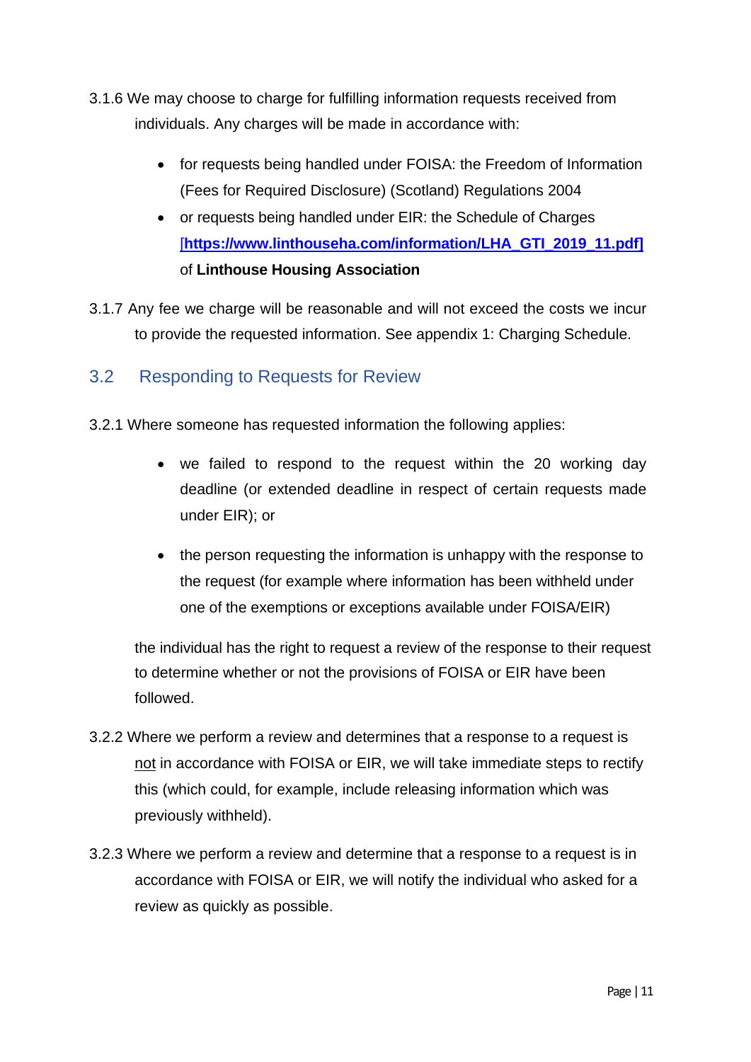3.1.6 We may choose to charge for fulfilling information requests received from individuals. Any charges will be made in accordance with:

- for requests being handled under FOISA: the Freedom of Information (Fees for Required Disclosure) (Scotland) Regulations 2004
- or requests being handled under EIR: the Schedule of Charges [**https://www.linthouseha.com/information/LHA_GTI_2019_11.pdf]** of **Linthouse Housing Association**

3.1.7 Any fee we charge will be reasonable and will not exceed the costs we incur to provide the requested information. See appendix 1: Charging Schedule.

## 3.2 Responding to Requests for Review

3.2.1 Where someone has requested information the following applies:

- we failed to respond to the request within the 20 working day deadline (or extended deadline in respect of certain requests made under EIR); or
- the person requesting the information is unhappy with the response to the request (for example where information has been withheld under one of the exemptions or exceptions available under FOISA/EIR)

the individual has the right to request a review of the response to their request to determine whether or not the provisions of FOISA or EIR have been followed.

3.2.2 Where we perform a review and determines that a response to a request is not in accordance with FOISA or EIR, we will take immediate steps to rectify this (which could, for example, include releasing information which was previously withheld).

3.2.3 Where we perform a review and determine that a response to a request is in accordance with FOISA or EIR, we will notify the individual who asked for a review as quickly as possible.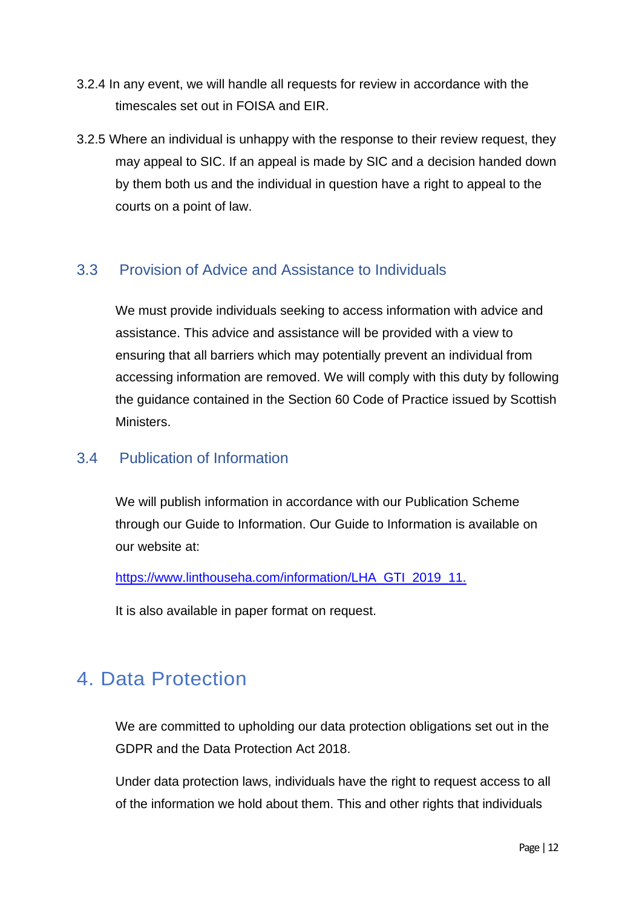3.2.4 In any event, we will handle all requests for review in accordance with the timescales set out in FOISA and EIR.

3.2.5 Where an individual is unhappy with the response to their review request, they may appeal to SIC. If an appeal is made by SIC and a decision handed down by them both us and the individual in question have a right to appeal to the courts on a point of law.

## 3.3 Provision of Advice and Assistance to Individuals

We must provide individuals seeking to access information with advice and assistance. This advice and assistance will be provided with a view to ensuring that all barriers which may potentially prevent an individual from accessing information are removed. We will comply with this duty by following the guidance contained in the Section 60 Code of Practice issued by Scottish Ministers.

## 3.4 Publication of Information

We will publish information in accordance with our Publication Scheme through our Guide to Information. Our Guide to Information is available on our website at:

https://www.linthouseha.com/information/LHA_GTI_2019_11.

It is also available in paper format on request.

# 4. Data Protection

We are committed to upholding our data protection obligations set out in the GDPR and the Data Protection Act 2018.

Under data protection laws, individuals have the right to request access to all of the information we hold about them. This and other rights that individuals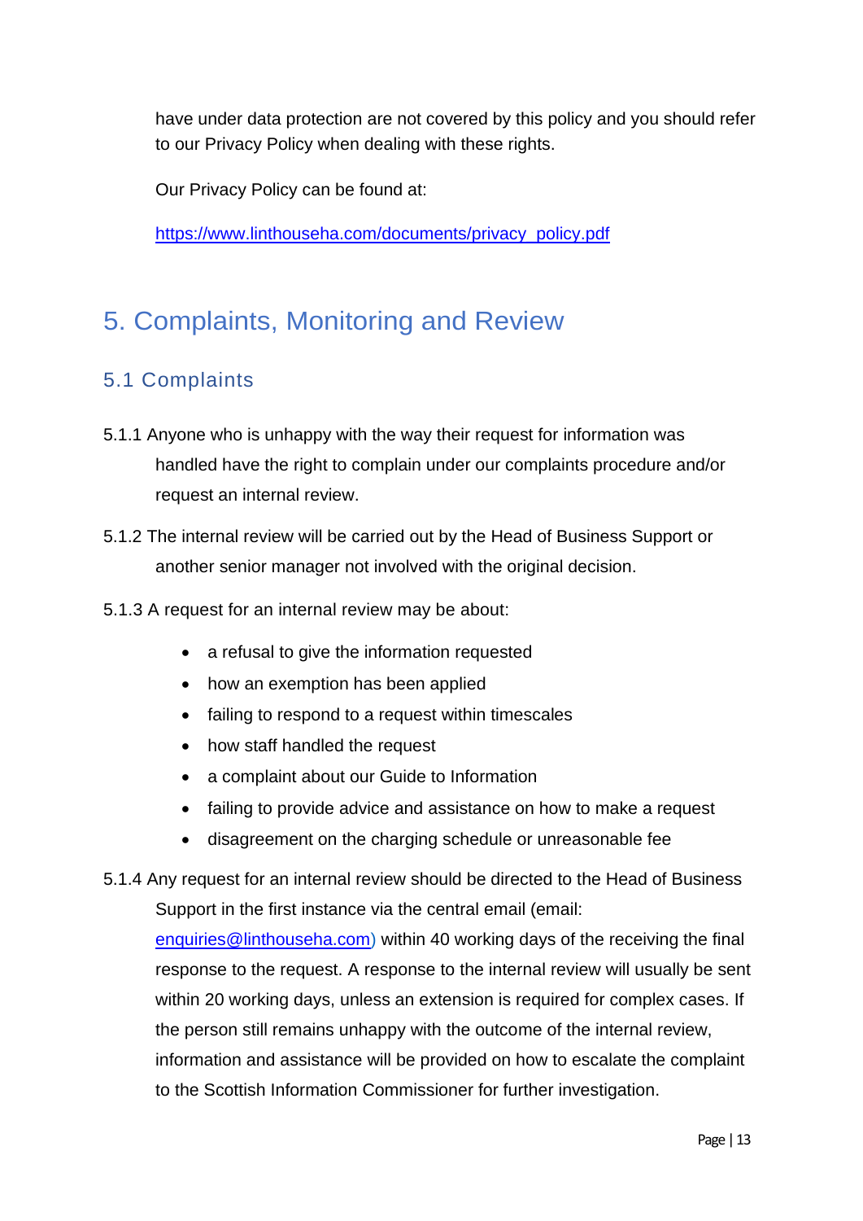have under data protection are not covered by this policy and you should refer to our Privacy Policy when dealing with these rights.

Our Privacy Policy can be found at:

https://www.linthouseha.com/documents/privacy_policy.pdf

# 5. Complaints, Monitoring and Review

## 5.1 Complaints

5.1.1 Anyone who is unhappy with the way their request for information was handled have the right to complain under our complaints procedure and/or request an internal review.

5.1.2 The internal review will be carried out by the Head of Business Support or another senior manager not involved with the original decision.

5.1.3 A request for an internal review may be about:

- a refusal to give the information requested
- how an exemption has been applied
- failing to respond to a request within timescales
- how staff handled the request
- a complaint about our Guide to Information
- failing to provide advice and assistance on how to make a request
- disagreement on the charging schedule or unreasonable fee

5.1.4 Any request for an internal review should be directed to the Head of Business Support in the first instance via the central email (email: enquiries@linthouseha.com) within 40 working days of the receiving the final response to the request. A response to the internal review will usually be sent within 20 working days, unless an extension is required for complex cases. If the person still remains unhappy with the outcome of the internal review, information and assistance will be provided on how to escalate the complaint to the Scottish Information Commissioner for further investigation.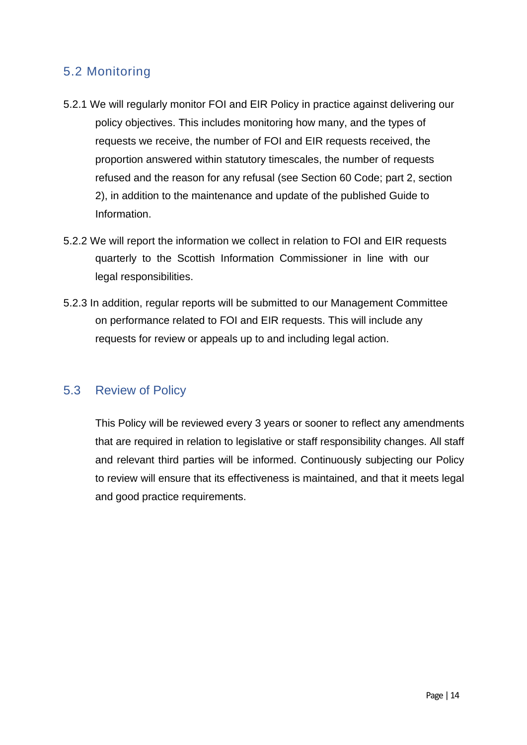## 5.2 Monitoring

5.2.1 We will regularly monitor FOI and EIR Policy in practice against delivering our policy objectives. This includes monitoring how many, and the types of requests we receive, the number of FOI and EIR requests received, the proportion answered within statutory timescales, the number of requests refused and the reason for any refusal (see Section 60 Code; part 2, section 2), in addition to the maintenance and update of the published Guide to Information.

5.2.2 We will report the information we collect in relation to FOI and EIR requests quarterly to the Scottish Information Commissioner in line with our legal responsibilities.

5.2.3 In addition, regular reports will be submitted to our Management Committee on performance related to FOI and EIR requests. This will include any requests for review or appeals up to and including legal action.

## 5.3 Review of Policy

This Policy will be reviewed every 3 years or sooner to reflect any amendments that are required in relation to legislative or staff responsibility changes. All staff and relevant third parties will be informed. Continuously subjecting our Policy to review will ensure that its effectiveness is maintained, and that it meets legal and good practice requirements.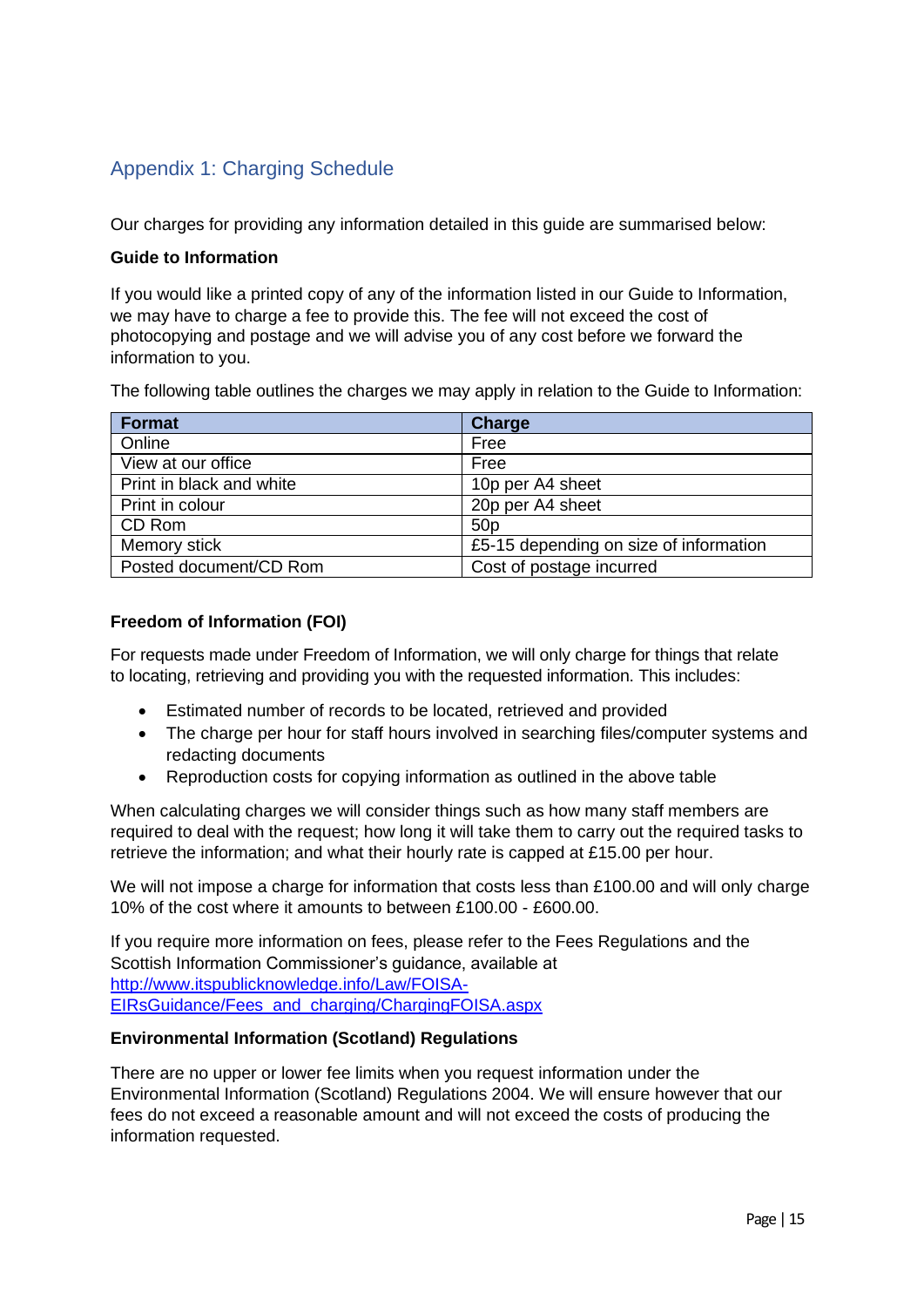## Appendix 1: Charging Schedule

Our charges for providing any information detailed in this guide are summarised below:

**Guide to Information**

If you would like a printed copy of any of the information listed in our Guide to Information, we may have to charge a fee to provide this. The fee will not exceed the cost of photocopying and postage and we will advise you of any cost before we forward the information to you.

The following table outlines the charges we may apply in relation to the Guide to Information:

| Format | Charge |
|---|---|
| Online | Free |
| View at our office | Free |
| Print in black and white | 10p per A4 sheet |
| Print in colour | 20p per A4 sheet |
| CD Rom | 50p |
| Memory stick | £5-15 depending on size of information |
| Posted document/CD Rom | Cost of postage incurred |

**Freedom of Information (FOI)**

For requests made under Freedom of Information, we will only charge for things that relate to locating, retrieving and providing you with the requested information. This includes:

- Estimated number of records to be located, retrieved and provided
- The charge per hour for staff hours involved in searching files/computer systems and redacting documents
- Reproduction costs for copying information as outlined in the above table

When calculating charges we will consider things such as how many staff members are required to deal with the request; how long it will take them to carry out the required tasks to retrieve the information; and what their hourly rate is capped at £15.00 per hour.

We will not impose a charge for information that costs less than £100.00 and will only charge 10% of the cost where it amounts to between £100.00 - £600.00.

If you require more information on fees, please refer to the Fees Regulations and the Scottish Information Commissioner's guidance, available at [http://www.itspublicknowledge.info/Law/FOISA-EIRsGuidance/Fees_and_charging/ChargingFOISA.aspx](http://www.itspublicknowledge.info/Law/FOISA-EIRsGuidance/Fees_and_charging/ChargingFOISA.aspx)

**Environmental Information (Scotland) Regulations**

There are no upper or lower fee limits when you request information under the Environmental Information (Scotland) Regulations 2004. We will ensure however that our fees do not exceed a reasonable amount and will not exceed the costs of producing the information requested.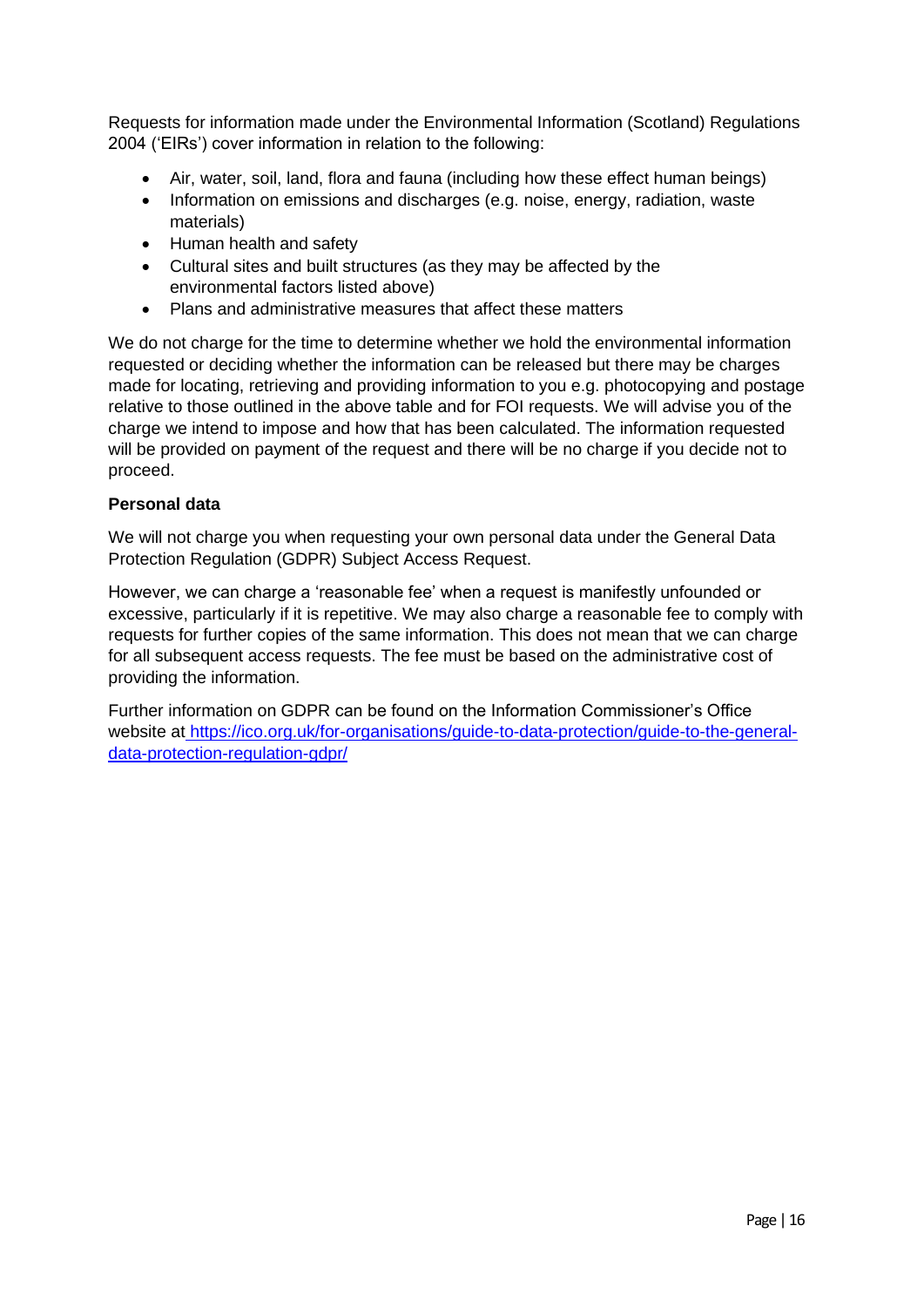Requests for information made under the Environmental Information (Scotland) Regulations 2004 ('EIRs') cover information in relation to the following:

- Air, water, soil, land, flora and fauna (including how these effect human beings)
- Information on emissions and discharges (e.g. noise, energy, radiation, waste materials)
- Human health and safety
- Cultural sites and built structures (as they may be affected by the environmental factors listed above)
- Plans and administrative measures that affect these matters

We do not charge for the time to determine whether we hold the environmental information requested or deciding whether the information can be released but there may be charges made for locating, retrieving and providing information to you e.g. photocopying and postage relative to those outlined in the above table and for FOI requests. We will advise you of the charge we intend to impose and how that has been calculated. The information requested will be provided on payment of the request and there will be no charge if you decide not to proceed.

**Personal data**

We will not charge you when requesting your own personal data under the General Data Protection Regulation (GDPR) Subject Access Request.

However, we can charge a 'reasonable fee' when a request is manifestly unfounded or excessive, particularly if it is repetitive. We may also charge a reasonable fee to comply with requests for further copies of the same information. This does not mean that we can charge for all subsequent access requests. The fee must be based on the administrative cost of providing the information.

Further information on GDPR can be found on the Information Commissioner's Office website at [https://ico.org.uk/for-organisations/guide-to-data-protection/guide-to-the-general-data-protection-regulation-gdpr/](https://ico.org.uk/for-organisations/guide-to-data-protection/guide-to-the-general-data-protection-regulation-gdpr/)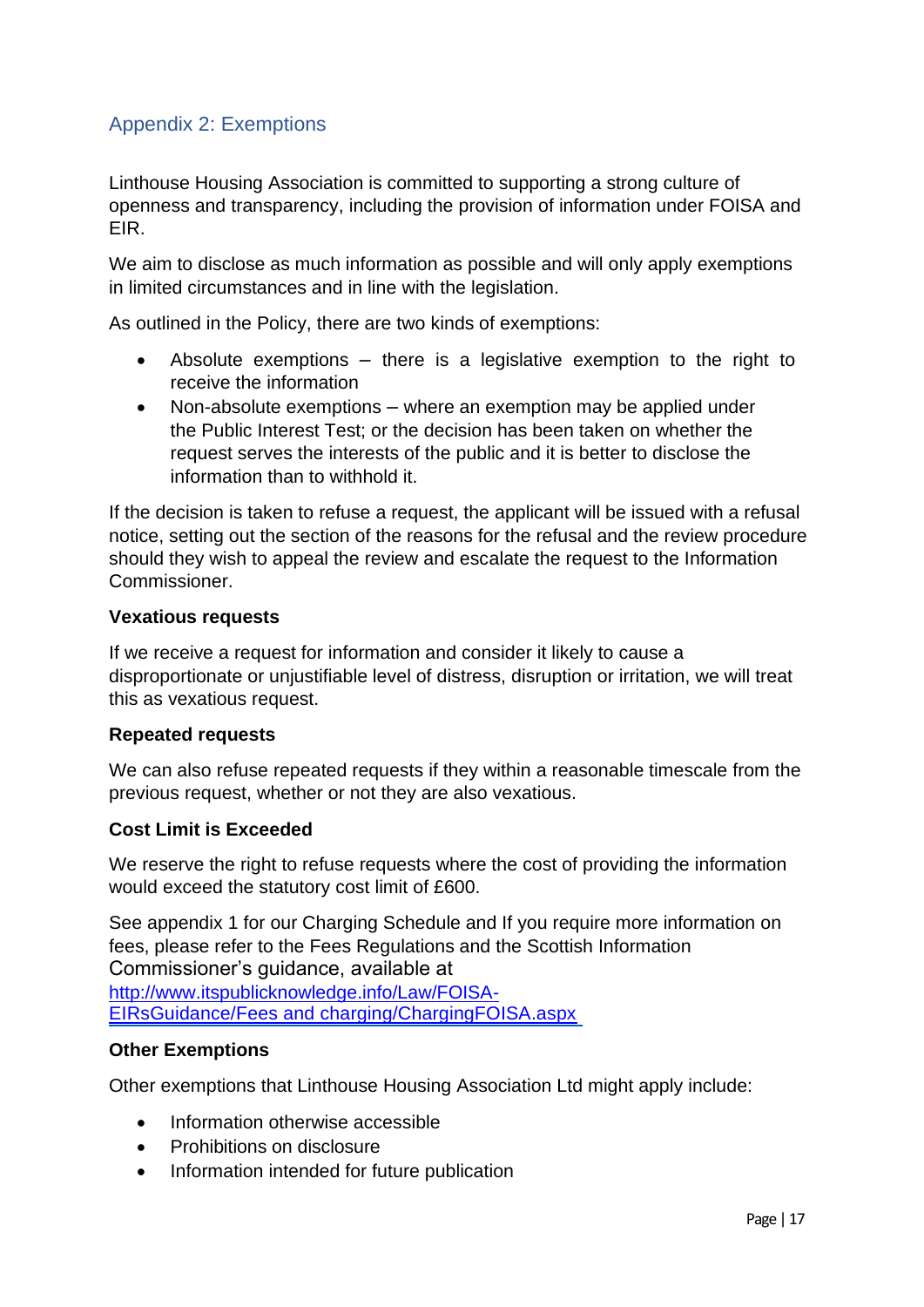## Appendix 2: Exemptions

Linthouse Housing Association is committed to supporting a strong culture of openness and transparency, including the provision of information under FOISA and EIR.

We aim to disclose as much information as possible and will only apply exemptions in limited circumstances and in line with the legislation.

As outlined in the Policy, there are two kinds of exemptions:

- Absolute exemptions – there is a legislative exemption to the right to receive the information
- Non-absolute exemptions – where an exemption may be applied under the Public Interest Test; or the decision has been taken on whether the request serves the interests of the public and it is better to disclose the information than to withhold it.

If the decision is taken to refuse a request, the applicant will be issued with a refusal notice, setting out the section of the reasons for the refusal and the review procedure should they wish to appeal the review and escalate the request to the Information Commissioner.

**Vexatious requests**

If we receive a request for information and consider it likely to cause a disproportionate or unjustifiable level of distress, disruption or irritation, we will treat this as vexatious request.

**Repeated requests**

We can also refuse repeated requests if they within a reasonable timescale from the previous request, whether or not they are also vexatious.

**Cost Limit is Exceeded**

We reserve the right to refuse requests where the cost of providing the information would exceed the statutory cost limit of £600.

See appendix 1 for our Charging Schedule and If you require more information on fees, please refer to the Fees Regulations and the Scottish Information Commissioner's guidance, available at [http://www.itspublicknowledge.info/Law/FOISA-EIRsGuidance/Fees and charging/ChargingFOISA.aspx](http://www.itspublicknowledge.info/Law/FOISA-EIRsGuidance/Fees%20and%20charging/ChargingFOISA.aspx)

**Other Exemptions**

Other exemptions that Linthouse Housing Association Ltd might apply include:

- Information otherwise accessible
- Prohibitions on disclosure
- Information intended for future publication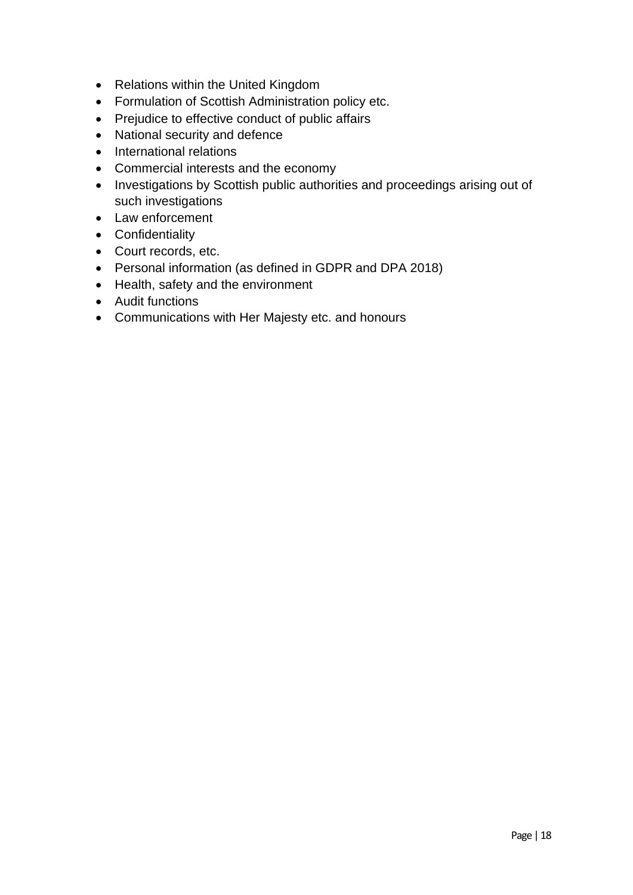- Relations within the United Kingdom
- Formulation of Scottish Administration policy etc.
- Prejudice to effective conduct of public affairs
- National security and defence
- International relations
- Commercial interests and the economy
- Investigations by Scottish public authorities and proceedings arising out of such investigations
- Law enforcement
- Confidentiality
- Court records, etc.
- Personal information (as defined in GDPR and DPA 2018)
- Health, safety and the environment
- Audit functions
- Communications with Her Majesty etc. and honours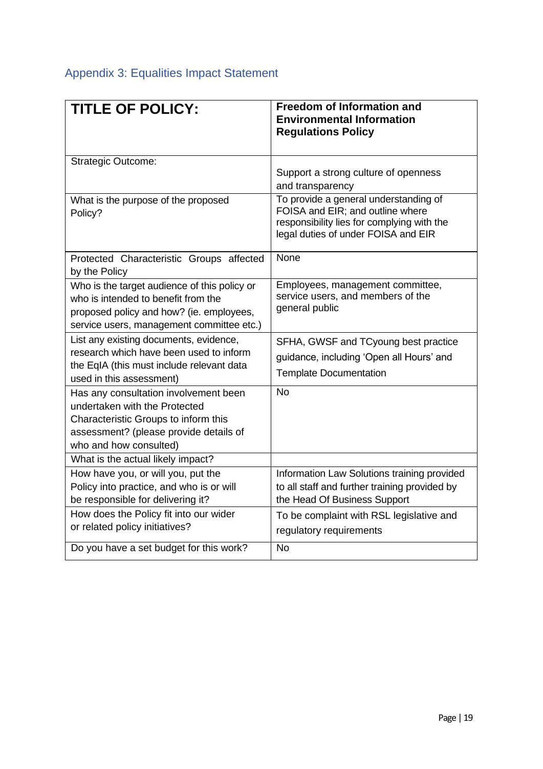## Appendix 3: Equalities Impact Statement

| **TITLE OF POLICY:** | **Freedom of Information and Environmental Information Regulations Policy** |
|---|---|
| Strategic Outcome: | Support a strong culture of openness and transparency |
| What is the purpose of the proposed Policy? | To provide a general understanding of FOISA and EIR; and outline where responsibility lies for complying with the legal duties of under FOISA and EIR |
| Protected Characteristic Groups affected by the Policy | None |
| Who is the target audience of this policy or who is intended to benefit from the proposed policy and how? (ie. employees, service users, management committee etc.) | Employees, management committee, service users, and members of the general public |
| List any existing documents, evidence, research which have been used to inform the EqIA (this must include relevant data used in this assessment) | SFHA, GWSF and TCyoung best practice guidance, including 'Open all Hours' and Template Documentation |
| Has any consultation involvement been undertaken with the Protected Characteristic Groups to inform this assessment? (please provide details of who and how consulted) | No |
| What is the actual likely impact? | |
| How have you, or will you, put the Policy into practice, and who is or will be responsible for delivering it? | Information Law Solutions training provided to all staff and further training provided by the Head Of Business Support |
| How does the Policy fit into our wider or related policy initiatives? | To be complaint with RSL legislative and regulatory requirements |
| Do you have a set budget for this work? | No |